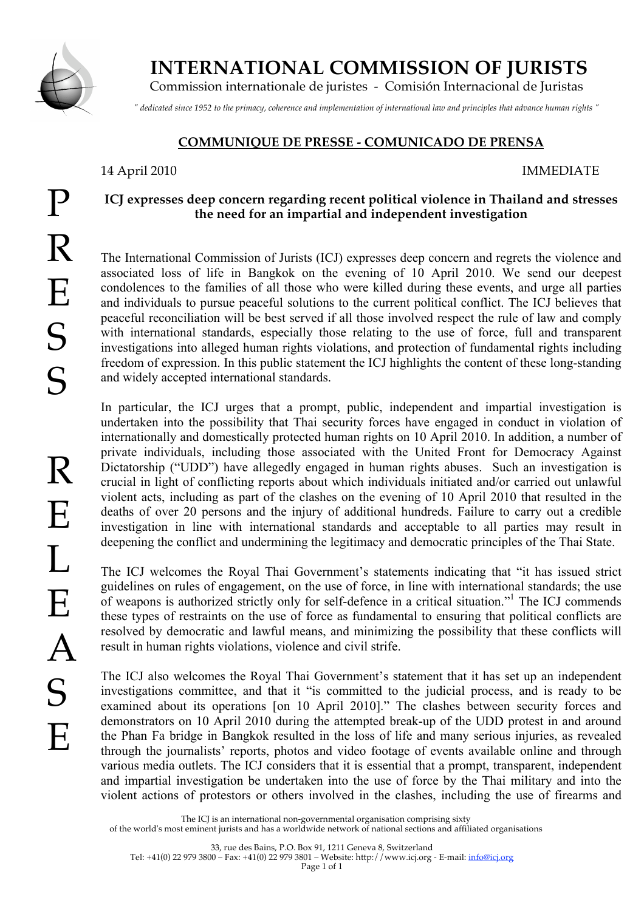# INTERNATIONAL COMMISSION OF JURISTS

Commission internationale de juristes - Comisión Internacional de Juristas

*" dedicated since 1952 to the primacy, coherence and implementation of international law and principles that advance human rights "*

## COMMUNIQUE DE PRESSE - COMUNICADO DE PRENSA

PRESS RELEASE

14 April 2010 IMMEDIATE

### ICJ expresses deep concern regarding recent political violence in Thailand and stresses the need for an impartial and independent investigation

The International Commission of Jurists (ICJ) expresses deep concern and regrets the violence and associated loss of life in Bangkok on the evening of 10 April 2010. We send our deepest condolences to the families of all those who were killed during these events, and urge all parties and individuals to pursue peaceful solutions to the current political conflict. The ICJ believes that peaceful reconciliation will be best served if all those involved respect the rule of law and comply with international standards, especially those relating to the use of force, full and transparent investigations into alleged human rights violations, and protection of fundamental rights including freedom of expression. In this public statement the ICJ highlights the content of these long-standing and widely accepted international standards.

In particular, the ICJ urges that a prompt, public, independent and impartial investigation is undertaken into the possibility that Thai security forces have engaged in conduct in violation of internationally and domestically protected human rights on 10 April 2010. In addition, a number of private individuals, including those associated with the United Front for Democracy Against Dictatorship ("UDD") have allegedly engaged in human rights abuses. Such an investigation is crucial in light of conflicting reports about which individuals initiated and/or carried out unlawful violent acts, including as part of the clashes on the evening of 10 April 2010 that resulted in the deaths of over 20 persons and the injury of additional hundreds. Failure to carry out a credible investigation in line with international standards and acceptable to all parties may result in deepening the conflict and undermining the legitimacy and democratic principles of the Thai State.

The ICJ welcomes the Royal Thai Government's statements indicating that "it has issued strict guidelines on rules of engagement, on the use of force, in line with international standards; the use of weapons is authorized strictly only for self-defence in a critical situation."[1] The ICJ commends these types of restraints on the use of force as fundamental to ensuring that political conflicts are resolved by democratic and lawful means, and minimizing the possibility that these conflicts will result in human rights violations, violence and civil strife.

The ICJ also welcomes the Royal Thai Government's statement that it has set up an independent investigations committee, and that it "is committed to the judicial process, and is ready to be examined about its operations [on 10 April 2010]." The clashes between security forces and demonstrators on 10 April 2010 during the attempted break-up of the UDD protest in and around the Phan Fa bridge in Bangkok resulted in the loss of life and many serious injuries, as revealed through the journalists' reports, photos and video footage of events available online and through various media outlets. The ICJ considers that it is essential that a prompt, transparent, independent and impartial investigation be undertaken into the use of force by the Thai military and into the violent actions of protestors or others involved in the clashes, including the use of firearms and

The ICJ is an international non-governmental organisation comprising sixty of the world's most eminent jurists and has a worldwide network of national sections and affiliated organisations

33, rue des Bains, P.O. Box 91, 1211 Geneva 8, Switzerland
Tel: +41(0) 22 979 3800 – Fax: +41(0) 22 979 3801 – Website: http://www.icj.org - E-mail: info@icj.org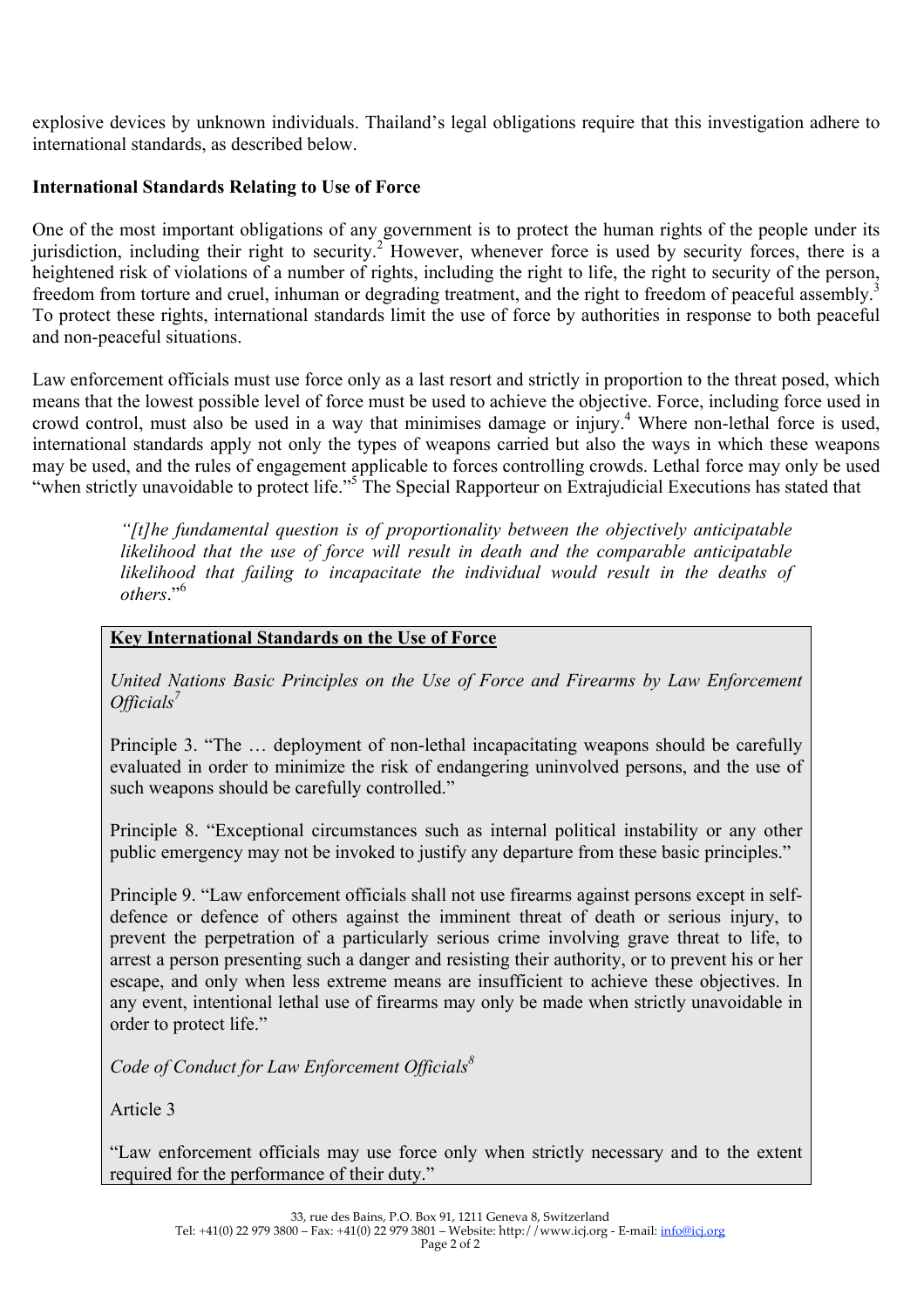explosive devices by unknown individuals. Thailand's legal obligations require that this investigation adhere to international standards, as described below.

**International Standards Relating to Use of Force**

One of the most important obligations of any government is to protect the human rights of the people under its jurisdiction, including their right to security.[2] However, whenever force is used by security forces, there is a heightened risk of violations of a number of rights, including the right to life, the right to security of the person, freedom from torture and cruel, inhuman or degrading treatment, and the right to freedom of peaceful assembly.[3] To protect these rights, international standards limit the use of force by authorities in response to both peaceful and non-peaceful situations.

Law enforcement officials must use force only as a last resort and strictly in proportion to the threat posed, which means that the lowest possible level of force must be used to achieve the objective. Force, including force used in crowd control, must also be used in a way that minimises damage or injury.[4] Where non-lethal force is used, international standards apply not only the types of weapons carried but also the ways in which these weapons may be used, and the rules of engagement applicable to forces controlling crowds. Lethal force may only be used "when strictly unavoidable to protect life."[5] The Special Rapporteur on Extrajudicial Executions has stated that

> *"[t]he fundamental question is of proportionality between the objectively anticipatable likelihood that the use of force will result in death and the comparable anticipatable likelihood that failing to incapacitate the individual would result in the deaths of others*."[6]

**Key International Standards on the Use of Force**

*United Nations Basic Principles on the Use of Force and Firearms by Law Enforcement Officials*[7]

Principle 3. "The … deployment of non-lethal incapacitating weapons should be carefully evaluated in order to minimize the risk of endangering uninvolved persons, and the use of such weapons should be carefully controlled."

Principle 8. "Exceptional circumstances such as internal political instability or any other public emergency may not be invoked to justify any departure from these basic principles."

Principle 9. "Law enforcement officials shall not use firearms against persons except in self-defence or defence of others against the imminent threat of death or serious injury, to prevent the perpetration of a particularly serious crime involving grave threat to life, to arrest a person presenting such a danger and resisting their authority, or to prevent his or her escape, and only when less extreme means are insufficient to achieve these objectives. In any event, intentional lethal use of firearms may only be made when strictly unavoidable in order to protect life."

*Code of Conduct for Law Enforcement Officials*[8]

Article 3

"Law enforcement officials may use force only when strictly necessary and to the extent required for the performance of their duty."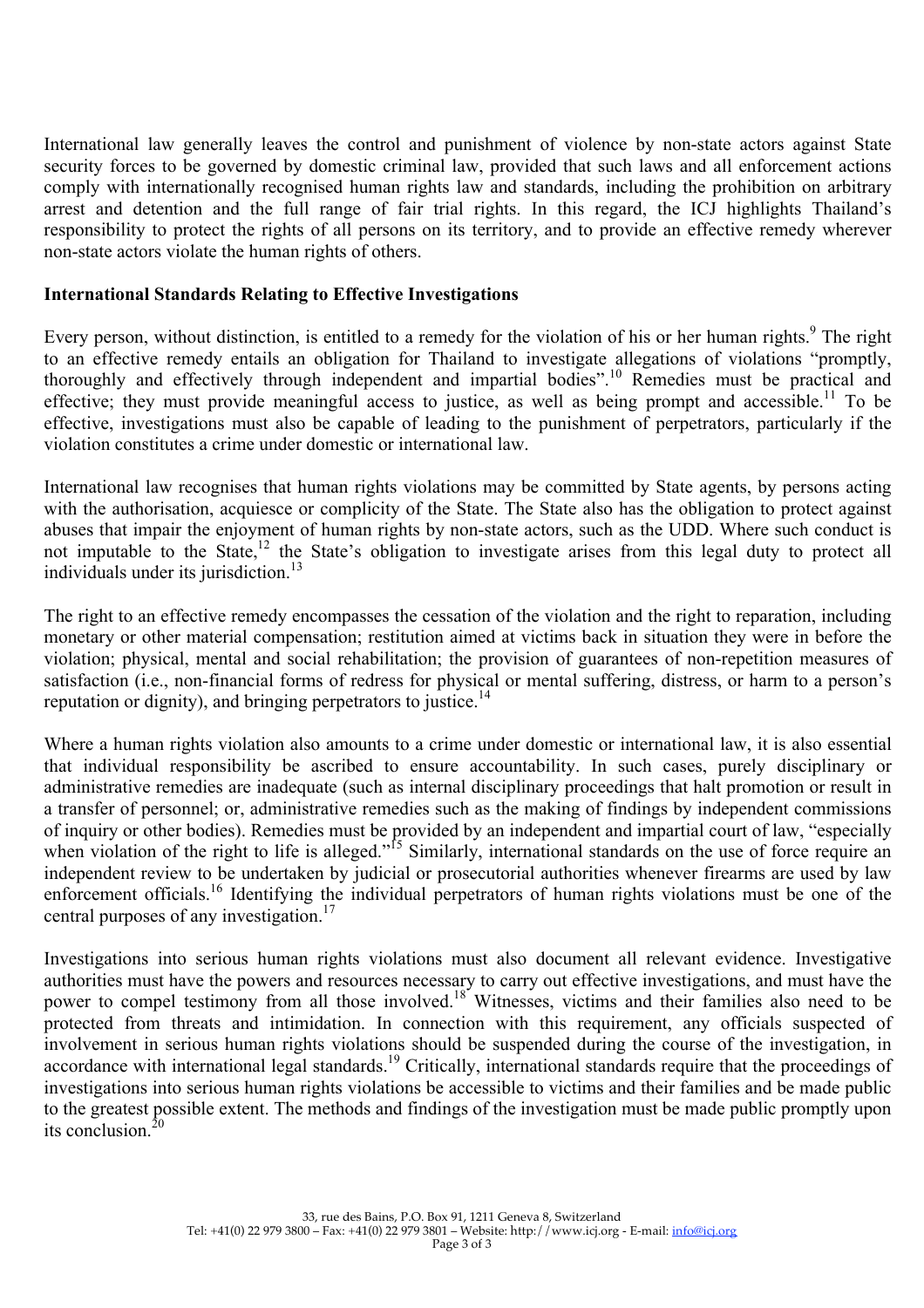International law generally leaves the control and punishment of violence by non-state actors against State security forces to be governed by domestic criminal law, provided that such laws and all enforcement actions comply with internationally recognised human rights law and standards, including the prohibition on arbitrary arrest and detention and the full range of fair trial rights. In this regard, the ICJ highlights Thailand's responsibility to protect the rights of all persons on its territory, and to provide an effective remedy wherever non-state actors violate the human rights of others.

**International Standards Relating to Effective Investigations**

Every person, without distinction, is entitled to a remedy for the violation of his or her human rights.[9] The right to an effective remedy entails an obligation for Thailand to investigate allegations of violations "promptly, thoroughly and effectively through independent and impartial bodies".[10] Remedies must be practical and effective; they must provide meaningful access to justice, as well as being prompt and accessible.[11] To be effective, investigations must also be capable of leading to the punishment of perpetrators, particularly if the violation constitutes a crime under domestic or international law.

International law recognises that human rights violations may be committed by State agents, by persons acting with the authorisation, acquiesce or complicity of the State. The State also has the obligation to protect against abuses that impair the enjoyment of human rights by non-state actors, such as the UDD. Where such conduct is not imputable to the State,[12] the State's obligation to investigate arises from this legal duty to protect all individuals under its jurisdiction.[13]

The right to an effective remedy encompasses the cessation of the violation and the right to reparation, including monetary or other material compensation; restitution aimed at victims back in situation they were in before the violation; physical, mental and social rehabilitation; the provision of guarantees of non-repetition measures of satisfaction (i.e., non-financial forms of redress for physical or mental suffering, distress, or harm to a person's reputation or dignity), and bringing perpetrators to justice.[14]

Where a human rights violation also amounts to a crime under domestic or international law, it is also essential that individual responsibility be ascribed to ensure accountability. In such cases, purely disciplinary or administrative remedies are inadequate (such as internal disciplinary proceedings that halt promotion or result in a transfer of personnel; or, administrative remedies such as the making of findings by independent commissions of inquiry or other bodies). Remedies must be provided by an independent and impartial court of law, "especially when violation of the right to life is alleged."[15] Similarly, international standards on the use of force require an independent review to be undertaken by judicial or prosecutorial authorities whenever firearms are used by law enforcement officials.[16] Identifying the individual perpetrators of human rights violations must be one of the central purposes of any investigation.[17]

Investigations into serious human rights violations must also document all relevant evidence. Investigative authorities must have the powers and resources necessary to carry out effective investigations, and must have the power to compel testimony from all those involved.[18] Witnesses, victims and their families also need to be protected from threats and intimidation. In connection with this requirement, any officials suspected of involvement in serious human rights violations should be suspended during the course of the investigation, in accordance with international legal standards.[19] Critically, international standards require that the proceedings of investigations into serious human rights violations be accessible to victims and their families and be made public to the greatest possible extent. The methods and findings of the investigation must be made public promptly upon its conclusion.[20]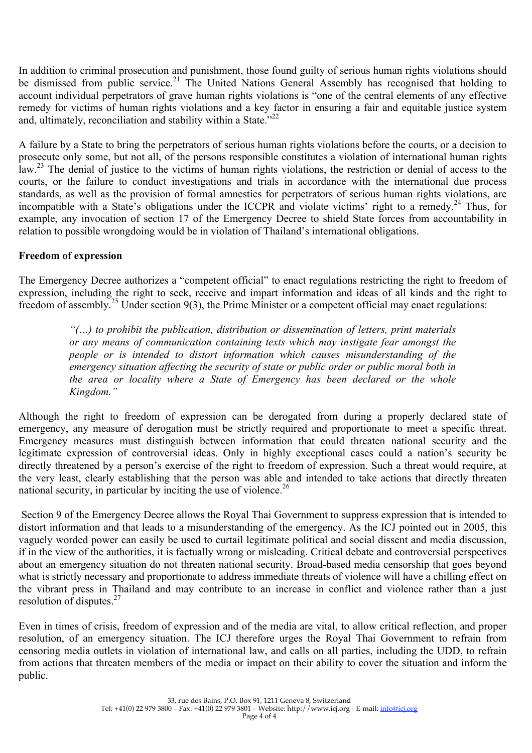In addition to criminal prosecution and punishment, those found guilty of serious human rights violations should be dismissed from public service.[21] The United Nations General Assembly has recognised that holding to account individual perpetrators of grave human rights violations is "one of the central elements of any effective remedy for victims of human rights violations and a key factor in ensuring a fair and equitable justice system and, ultimately, reconciliation and stability within a State."[22]

A failure by a State to bring the perpetrators of serious human rights violations before the courts, or a decision to prosecute only some, but not all, of the persons responsible constitutes a violation of international human rights law.[23] The denial of justice to the victims of human rights violations, the restriction or denial of access to the courts, or the failure to conduct investigations and trials in accordance with the international due process standards, as well as the provision of formal amnesties for perpetrators of serious human rights violations, are incompatible with a State's obligations under the ICCPR and violate victims' right to a remedy.[24] Thus, for example, any invocation of section 17 of the Emergency Decree to shield State forces from accountability in relation to possible wrongdoing would be in violation of Thailand's international obligations.

**Freedom of expression**

The Emergency Decree authorizes a "competent official" to enact regulations restricting the right to freedom of expression, including the right to seek, receive and impart information and ideas of all kinds and the right to freedom of assembly.[25] Under section 9(3), the Prime Minister or a competent official may enact regulations:

> *"(…) to prohibit the publication, distribution or dissemination of letters, print materials or any means of communication containing texts which may instigate fear amongst the people or is intended to distort information which causes misunderstanding of the emergency situation affecting the security of state or public order or public moral both in the area or locality where a State of Emergency has been declared or the whole Kingdom."*

Although the right to freedom of expression can be derogated from during a properly declared state of emergency, any measure of derogation must be strictly required and proportionate to meet a specific threat. Emergency measures must distinguish between information that could threaten national security and the legitimate expression of controversial ideas. Only in highly exceptional cases could a nation's security be directly threatened by a person's exercise of the right to freedom of expression. Such a threat would require, at the very least, clearly establishing that the person was able and intended to take actions that directly threaten national security, in particular by inciting the use of violence.[26]

Section 9 of the Emergency Decree allows the Royal Thai Government to suppress expression that is intended to distort information and that leads to a misunderstanding of the emergency. As the ICJ pointed out in 2005, this vaguely worded power can easily be used to curtail legitimate political and social dissent and media discussion, if in the view of the authorities, it is factually wrong or misleading. Critical debate and controversial perspectives about an emergency situation do not threaten national security. Broad-based media censorship that goes beyond what is strictly necessary and proportionate to address immediate threats of violence will have a chilling effect on the vibrant press in Thailand and may contribute to an increase in conflict and violence rather than a just resolution of disputes.[27]

Even in times of crisis, freedom of expression and of the media are vital, to allow critical reflection, and proper resolution, of an emergency situation. The ICJ therefore urges the Royal Thai Government to refrain from censoring media outlets in violation of international law, and calls on all parties, including the UDD, to refrain from actions that threaten members of the media or impact on their ability to cover the situation and inform the public.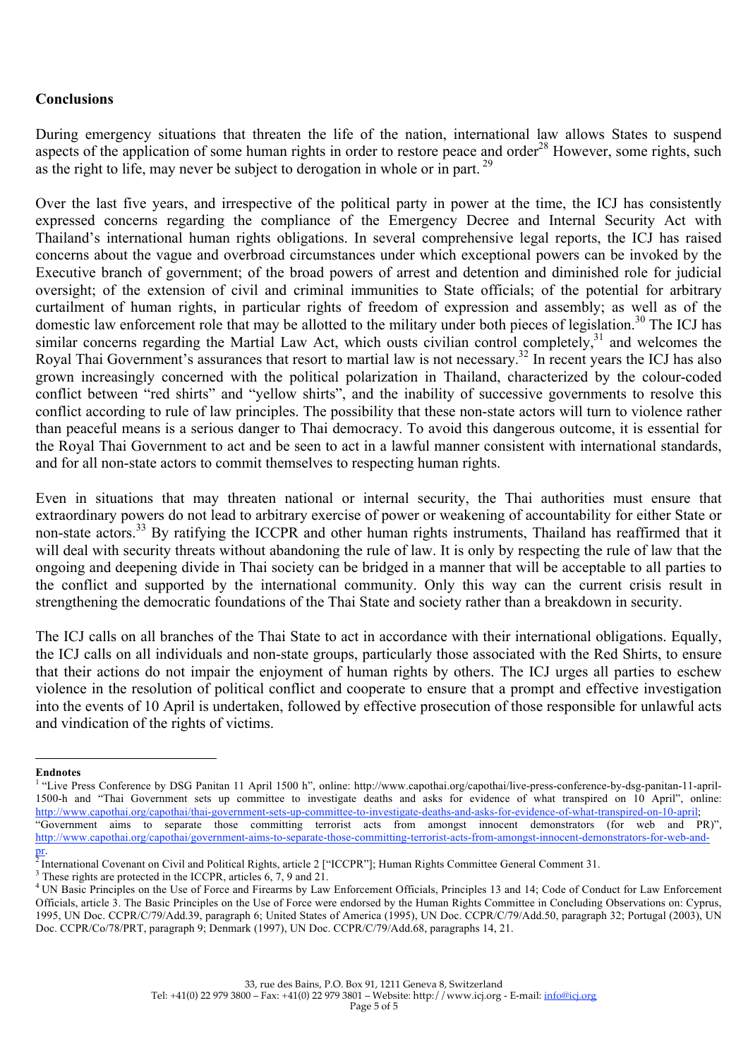## Conclusions

During emergency situations that threaten the life of the nation, international law allows States to suspend aspects of the application of some human rights in order to restore peace and order[28] However, some rights, such as the right to life, may never be subject to derogation in whole or in part. [29]

Over the last five years, and irrespective of the political party in power at the time, the ICJ has consistently expressed concerns regarding the compliance of the Emergency Decree and Internal Security Act with Thailand's international human rights obligations. In several comprehensive legal reports, the ICJ has raised concerns about the vague and overbroad circumstances under which exceptional powers can be invoked by the Executive branch of government; of the broad powers of arrest and detention and diminished role for judicial oversight; of the extension of civil and criminal immunities to State officials; of the potential for arbitrary curtailment of human rights, in particular rights of freedom of expression and assembly; as well as of the domestic law enforcement role that may be allotted to the military under both pieces of legislation.[30] The ICJ has similar concerns regarding the Martial Law Act, which ousts civilian control completely,[31] and welcomes the Royal Thai Government's assurances that resort to martial law is not necessary.[32] In recent years the ICJ has also grown increasingly concerned with the political polarization in Thailand, characterized by the colour-coded conflict between "red shirts" and "yellow shirts", and the inability of successive governments to resolve this conflict according to rule of law principles. The possibility that these non-state actors will turn to violence rather than peaceful means is a serious danger to Thai democracy. To avoid this dangerous outcome, it is essential for the Royal Thai Government to act and be seen to act in a lawful manner consistent with international standards, and for all non-state actors to commit themselves to respecting human rights.

Even in situations that may threaten national or internal security, the Thai authorities must ensure that extraordinary powers do not lead to arbitrary exercise of power or weakening of accountability for either State or non-state actors.[33] By ratifying the ICCPR and other human rights instruments, Thailand has reaffirmed that it will deal with security threats without abandoning the rule of law. It is only by respecting the rule of law that the ongoing and deepening divide in Thai society can be bridged in a manner that will be acceptable to all parties to the conflict and supported by the international community. Only this way can the current crisis result in strengthening the democratic foundations of the Thai State and society rather than a breakdown in security.

The ICJ calls on all branches of the Thai State to act in accordance with their international obligations. Equally, the ICJ calls on all individuals and non-state groups, particularly those associated with the Red Shirts, to ensure that their actions do not impair the enjoyment of human rights by others. The ICJ urges all parties to eschew violence in the resolution of political conflict and cooperate to ensure that a prompt and effective investigation into the events of 10 April is undertaken, followed by effective prosecution of those responsible for unlawful acts and vindication of the rights of victims.

---

**Endnotes**

[1] "Live Press Conference by DSG Panitan 11 April 1500 h", online: http://www.capothai.org/capothai/live-press-conference-by-dsg-panitan-11-april-1500-h and "Thai Government sets up committee to investigate deaths and asks for evidence of what transpired on 10 April", online: http://www.capothai.org/capothai/thai-government-sets-up-committee-to-investigate-deaths-and-asks-for-evidence-of-what-transpired-on-10-april; "Government aims to separate those committing terrorist acts from amongst innocent demonstrators (for web and PR)", http://www.capothai.org/capothai/government-aims-to-separate-those-committing-terrorist-acts-from-amongst-innocent-demonstrators-for-web-and-pr.

[2] International Covenant on Civil and Political Rights, article 2 ["ICCPR"]; Human Rights Committee General Comment 31.

[3] These rights are protected in the ICCPR, articles 6, 7, 9 and 21.

[4] UN Basic Principles on the Use of Force and Firearms by Law Enforcement Officials, Principles 13 and 14; Code of Conduct for Law Enforcement Officials, article 3. The Basic Principles on the Use of Force were endorsed by the Human Rights Committee in Concluding Observations on: Cyprus, 1995, UN Doc. CCPR/C/79/Add.39, paragraph 6; United States of America (1995), UN Doc. CCPR/C/79/Add.50, paragraph 32; Portugal (2003), UN Doc. CCPR/Co/78/PRT, paragraph 9; Denmark (1997), UN Doc. CCPR/C/79/Add.68, paragraphs 14, 21.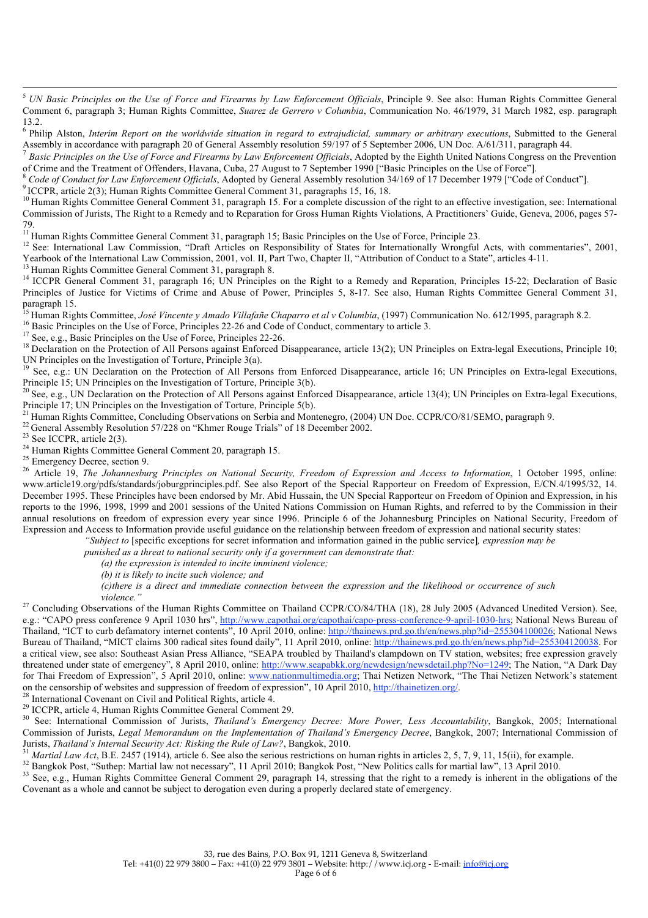[5] *UN Basic Principles on the Use of Force and Firearms by Law Enforcement Officials*, Principle 9. See also: Human Rights Committee General Comment 6, paragraph 3; Human Rights Committee, *Suarez de Gerrero v Columbia*, Communication No. 46/1979, 31 March 1982, esp. paragraph 13.2.

[6] Philip Alston, *Interim Report on the worldwide situation in regard to extrajudicial, summary or arbitrary executions*, Submitted to the General Assembly in accordance with paragraph 20 of General Assembly resolution 59/197 of 5 September 2006, UN Doc. A/61/311, paragraph 44.

[7] *Basic Principles on the Use of Force and Firearms by Law Enforcement Officials*, Adopted by the Eighth United Nations Congress on the Prevention of Crime and the Treatment of Offenders, Havana, Cuba, 27 August to 7 September 1990 ["Basic Principles on the Use of Force"].

[8] *Code of Conduct for Law Enforcement Officials*, Adopted by General Assembly resolution 34/169 of 17 December 1979 ["Code of Conduct"].

[9] ICCPR, article 2(3); Human Rights Committee General Comment 31, paragraphs 15, 16, 18.

[10] Human Rights Committee General Comment 31, paragraph 15. For a complete discussion of the right to an effective investigation, see: International Commission of Jurists, The Right to a Remedy and to Reparation for Gross Human Rights Violations, A Practitioners' Guide, Geneva, 2006, pages 57-79.

[11] Human Rights Committee General Comment 31, paragraph 15; Basic Principles on the Use of Force, Principle 23.

[12] See: International Law Commission, "Draft Articles on Responsibility of States for Internationally Wrongful Acts, with commentaries", 2001, Yearbook of the International Law Commission, 2001, vol. II, Part Two, Chapter II, "Attribution of Conduct to a State", articles 4-11.

[13] Human Rights Committee General Comment 31, paragraph 8.

[14] ICCPR General Comment 31, paragraph 16; UN Principles on the Right to a Remedy and Reparation, Principles 15-22; Declaration of Basic Principles of Justice for Victims of Crime and Abuse of Power, Principles 5, 8-17. See also, Human Rights Committee General Comment 31, paragraph 15.

[15] Human Rights Committee, *José Vincente y Amado Villafañe Chaparro et al v Columbia*, (1997) Communication No. 612/1995, paragraph 8.2.

[16] Basic Principles on the Use of Force, Principles 22-26 and Code of Conduct, commentary to article 3.

[17] See, e.g., Basic Principles on the Use of Force, Principles 22-26.

[18] Declaration on the Protection of All Persons against Enforced Disappearance, article 13(2); UN Principles on Extra-legal Executions, Principle 10; UN Principles on the Investigation of Torture, Principle 3(a).

[19] See, e.g.: UN Declaration on the Protection of All Persons from Enforced Disappearance, article 16; UN Principles on Extra-legal Executions, Principle 15; UN Principles on the Investigation of Torture, Principle 3(b).

[20] See, e.g., UN Declaration on the Protection of All Persons against Enforced Disappearance, article 13(4); UN Principles on Extra-legal Executions, Principle 17; UN Principles on the Investigation of Torture, Principle 5(b).

[21] Human Rights Committee, Concluding Observations on Serbia and Montenegro, (2004) UN Doc. CCPR/CO/81/SEMO, paragraph 9.

[22] General Assembly Resolution 57/228 on "Khmer Rouge Trials" of 18 December 2002.

[23] See ICCPR, article 2(3).

[24] Human Rights Committee General Comment 20, paragraph 15.

[25] Emergency Decree, section 9.

[26] Article 19, *The Johannesburg Principles on National Security, Freedom of Expression and Access to Information*, 1 October 1995, online: www.article19.org/pdfs/standards/joburgprinciples.pdf. See also Report of the Special Rapporteur on Freedom of Expression, E/CN.4/1995/32, 14. December 1995. These Principles have been endorsed by Mr. Abid Hussain, the UN Special Rapporteur on Freedom of Opinion and Expression, in his reports to the 1996, 1998, 1999 and 2001 sessions of the United Nations Commission on Human Rights, and referred to by the Commission in their annual resolutions on freedom of expression every year since 1996. Principle 6 of the Johannesburg Principles on National Security, Freedom of Expression and Access to Information provide useful guidance on the relationship between freedom of expression and national security states:

> *"Subject to* [specific exceptions for secret information and information gained in the public service]*, expression may be punished as a threat to national security only if a government can demonstrate that:*
>
> *(a) the expression is intended to incite imminent violence;*
>
> *(b) it is likely to incite such violence; and*
>
> *(c)there is a direct and immediate connection between the expression and the likelihood or occurrence of such violence."*

[27] Concluding Observations of the Human Rights Committee on Thailand CCPR/CO/84/THA (18), 28 July 2005 (Advanced Unedited Version). See, e.g.: "CAPO press conference 9 April 1030 hrs", http://www.capothai.org/capothai/capo-press-conference-9-april-1030-hrs; National News Bureau of Thailand, "ICT to curb defamatory internet contents", 10 April 2010, online: http://thainews.prd.go.th/en/news.php?id=255304100026; National News Bureau of Thailand, "MICT claims 300 radical sites found daily", 11 April 2010, online: http://thainews.prd.go.th/en/news.php?id=255304120038. For a critical view, see also: Southeast Asian Press Alliance, "SEAPA troubled by Thailand's clampdown on TV station, websites; free expression gravely threatened under state of emergency", 8 April 2010, online: http://www.seapabkk.org/newdesign/newsdetail.php?No=1249; The Nation, "A Dark Day for Thai Freedom of Expression", 5 April 2010, online: www.nationmultimedia.org; Thai Netizen Network, "The Thai Netizen Network's statement on the censorship of websites and suppression of freedom of expression", 10 April 2010, http://thainetizen.org/.

[28] International Covenant on Civil and Political Rights, article 4.

[29] ICCPR, article 4, Human Rights Committee General Comment 29.

[30] See: International Commission of Jurists, *Thailand's Emergency Decree: More Power, Less Accountability*, Bangkok, 2005; International Commission of Jurists, *Legal Memorandum on the Implementation of Thailand's Emergency Decree*, Bangkok, 2007; International Commission of Jurists, *Thailand's Internal Security Act: Risking the Rule of Law?*, Bangkok, 2010.

[31] *Martial Law Act*, B.E. 2457 (1914), article 6. See also the serious restrictions on human rights in articles 2, 5, 7, 9, 11, 15(ii), for example.

[32] Bangkok Post, "Suthep: Martial law not necessary", 11 April 2010; Bangkok Post, "New Politics calls for martial law", 13 April 2010.

[33] See, e.g., Human Rights Committee General Comment 29, paragraph 14, stressing that the right to a remedy is inherent in the obligations of the Covenant as a whole and cannot be subject to derogation even during a properly declared state of emergency.

33, rue des Bains, P.O. Box 91, 1211 Geneva 8, Switzerland
Tel: +41(0) 22 979 3800 – Fax: +41(0) 22 979 3801 – Website: http://www.icj.org - E-mail: info@icj.org